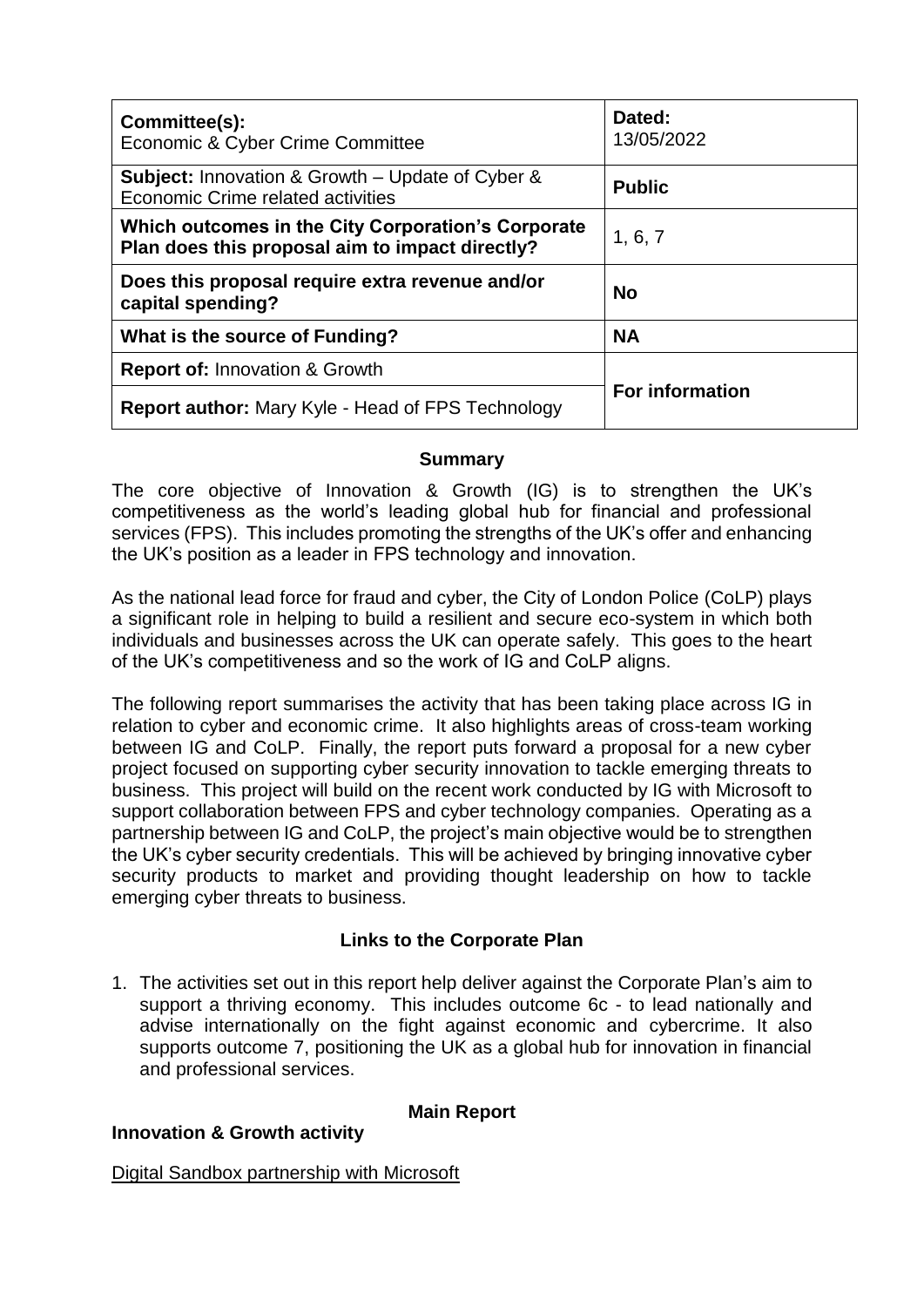| **Committee(s):** Economic & Cyber Crime Committee | **Dated:** 13/05/2022 |
|---|---|
| **Subject:** Innovation & Growth – Update of Cyber & Economic Crime related activities | **Public** |
| **Which outcomes in the City Corporation's Corporate Plan does this proposal aim to impact directly?** | 1, 6, 7 |
| **Does this proposal require extra revenue and/or capital spending?** | **No** |
| **What is the source of Funding?** | **NA** |
| **Report of:** Innovation & Growth | **For information** |
| **Report author:** Mary Kyle - Head of FPS Technology | |

## Summary

The core objective of Innovation & Growth (IG) is to strengthen the UK's competitiveness as the world's leading global hub for financial and professional services (FPS). This includes promoting the strengths of the UK's offer and enhancing the UK's position as a leader in FPS technology and innovation.

As the national lead force for fraud and cyber, the City of London Police (CoLP) plays a significant role in helping to build a resilient and secure eco-system in which both individuals and businesses across the UK can operate safely. This goes to the heart of the UK's competitiveness and so the work of IG and CoLP aligns.

The following report summarises the activity that has been taking place across IG in relation to cyber and economic crime. It also highlights areas of cross-team working between IG and CoLP. Finally, the report puts forward a proposal for a new cyber project focused on supporting cyber security innovation to tackle emerging threats to business. This project will build on the recent work conducted by IG with Microsoft to support collaboration between FPS and cyber technology companies. Operating as a partnership between IG and CoLP, the project's main objective would be to strengthen the UK's cyber security credentials. This will be achieved by bringing innovative cyber security products to market and providing thought leadership on how to tackle emerging cyber threats to business.

## Links to the Corporate Plan

1. The activities set out in this report help deliver against the Corporate Plan's aim to support a thriving economy. This includes outcome 6c - to lead nationally and advise internationally on the fight against economic and cybercrime. It also supports outcome 7, positioning the UK as a global hub for innovation in financial and professional services.

## Main Report

### Innovation & Growth activity

Digital Sandbox partnership with Microsoft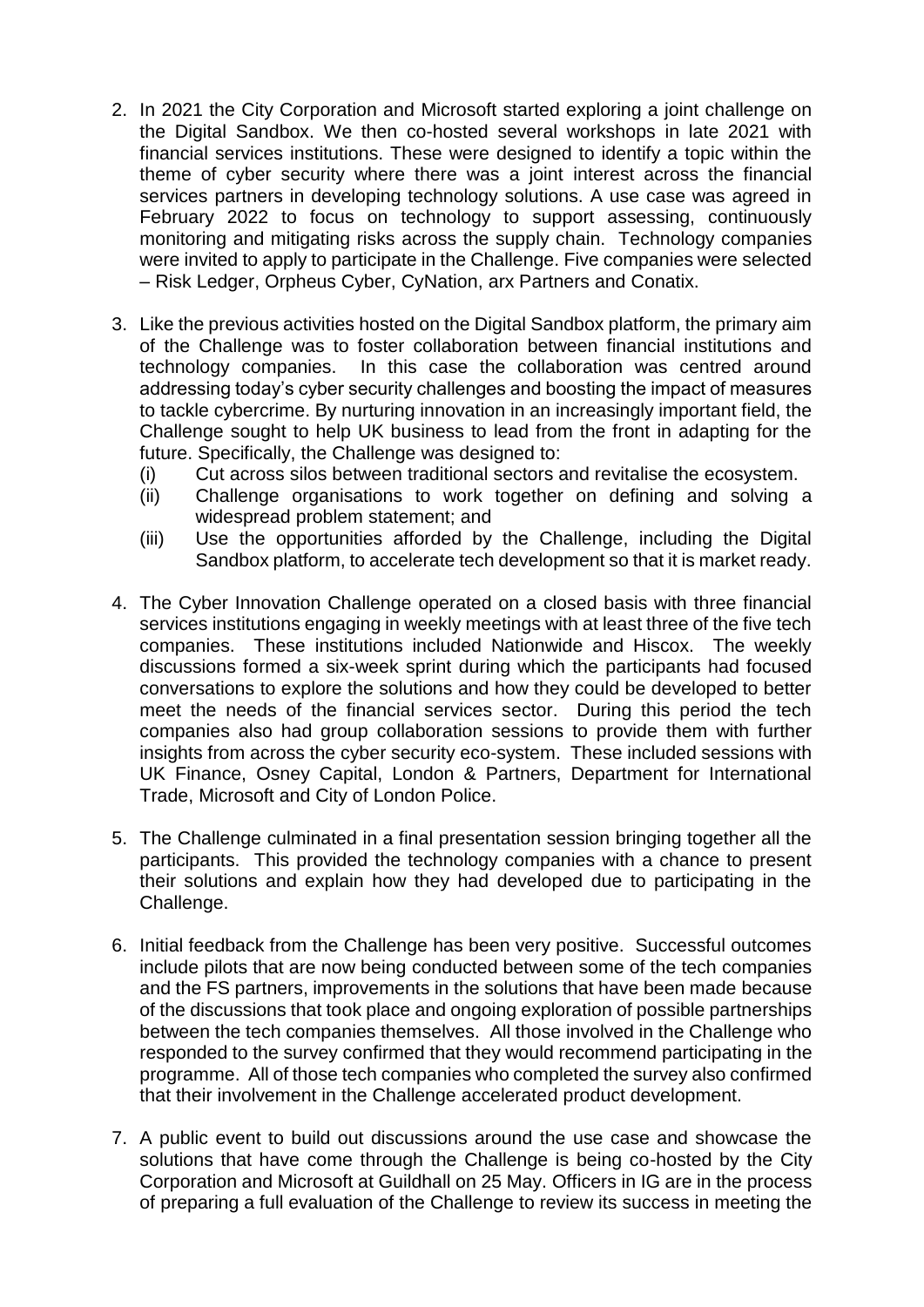2. In 2021 the City Corporation and Microsoft started exploring a joint challenge on the Digital Sandbox. We then co-hosted several workshops in late 2021 with financial services institutions. These were designed to identify a topic within the theme of cyber security where there was a joint interest across the financial services partners in developing technology solutions. A use case was agreed in February 2022 to focus on technology to support assessing, continuously monitoring and mitigating risks across the supply chain. Technology companies were invited to apply to participate in the Challenge. Five companies were selected – Risk Ledger, Orpheus Cyber, CyNation, arx Partners and Conatix.

3. Like the previous activities hosted on the Digital Sandbox platform, the primary aim of the Challenge was to foster collaboration between financial institutions and technology companies. In this case the collaboration was centred around addressing today's cyber security challenges and boosting the impact of measures to tackle cybercrime. By nurturing innovation in an increasingly important field, the Challenge sought to help UK business to lead from the front in adapting for the future. Specifically, the Challenge was designed to:
   (i) Cut across silos between traditional sectors and revitalise the ecosystem.
   (ii) Challenge organisations to work together on defining and solving a widespread problem statement; and
   (iii) Use the opportunities afforded by the Challenge, including the Digital Sandbox platform, to accelerate tech development so that it is market ready.

4. The Cyber Innovation Challenge operated on a closed basis with three financial services institutions engaging in weekly meetings with at least three of the five tech companies. These institutions included Nationwide and Hiscox. The weekly discussions formed a six-week sprint during which the participants had focused conversations to explore the solutions and how they could be developed to better meet the needs of the financial services sector. During this period the tech companies also had group collaboration sessions to provide them with further insights from across the cyber security eco-system. These included sessions with UK Finance, Osney Capital, London & Partners, Department for International Trade, Microsoft and City of London Police.

5. The Challenge culminated in a final presentation session bringing together all the participants. This provided the technology companies with a chance to present their solutions and explain how they had developed due to participating in the Challenge.

6. Initial feedback from the Challenge has been very positive. Successful outcomes include pilots that are now being conducted between some of the tech companies and the FS partners, improvements in the solutions that have been made because of the discussions that took place and ongoing exploration of possible partnerships between the tech companies themselves. All those involved in the Challenge who responded to the survey confirmed that they would recommend participating in the programme. All of those tech companies who completed the survey also confirmed that their involvement in the Challenge accelerated product development.

7. A public event to build out discussions around the use case and showcase the solutions that have come through the Challenge is being co-hosted by the City Corporation and Microsoft at Guildhall on 25 May. Officers in IG are in the process of preparing a full evaluation of the Challenge to review its success in meeting the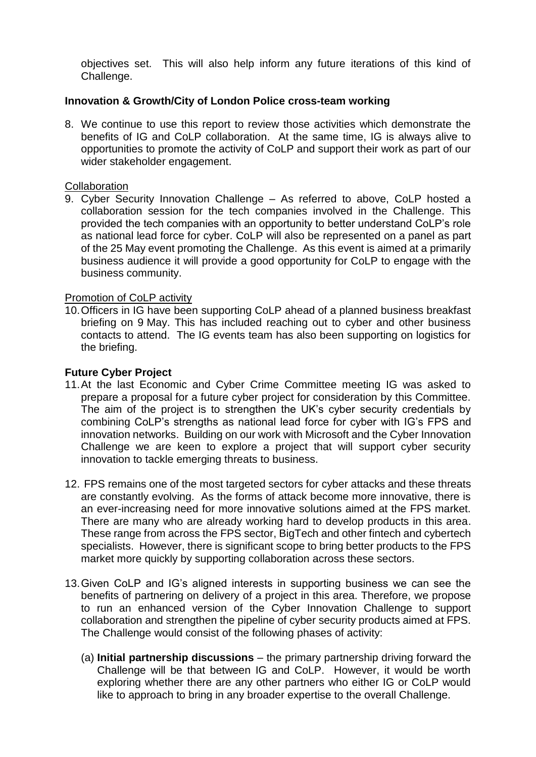objectives set. This will also help inform any future iterations of this kind of Challenge.

**Innovation & Growth/City of London Police cross-team working**

8. We continue to use this report to review those activities which demonstrate the benefits of IG and CoLP collaboration. At the same time, IG is always alive to opportunities to promote the activity of CoLP and support their work as part of our wider stakeholder engagement.

Collaboration

9. Cyber Security Innovation Challenge – As referred to above, CoLP hosted a collaboration session for the tech companies involved in the Challenge. This provided the tech companies with an opportunity to better understand CoLP's role as national lead force for cyber. CoLP will also be represented on a panel as part of the 25 May event promoting the Challenge. As this event is aimed at a primarily business audience it will provide a good opportunity for CoLP to engage with the business community.

Promotion of CoLP activity

10. Officers in IG have been supporting CoLP ahead of a planned business breakfast briefing on 9 May. This has included reaching out to cyber and other business contacts to attend. The IG events team has also been supporting on logistics for the briefing.

**Future Cyber Project**

11. At the last Economic and Cyber Crime Committee meeting IG was asked to prepare a proposal for a future cyber project for consideration by this Committee. The aim of the project is to strengthen the UK's cyber security credentials by combining CoLP's strengths as national lead force for cyber with IG's FPS and innovation networks. Building on our work with Microsoft and the Cyber Innovation Challenge we are keen to explore a project that will support cyber security innovation to tackle emerging threats to business.

12. FPS remains one of the most targeted sectors for cyber attacks and these threats are constantly evolving. As the forms of attack become more innovative, there is an ever-increasing need for more innovative solutions aimed at the FPS market. There are many who are already working hard to develop products in this area. These range from across the FPS sector, BigTech and other fintech and cybertech specialists. However, there is significant scope to bring better products to the FPS market more quickly by supporting collaboration across these sectors.

13. Given CoLP and IG's aligned interests in supporting business we can see the benefits of partnering on delivery of a project in this area. Therefore, we propose to run an enhanced version of the Cyber Innovation Challenge to support collaboration and strengthen the pipeline of cyber security products aimed at FPS. The Challenge would consist of the following phases of activity:

    (a) **Initial partnership discussions** – the primary partnership driving forward the Challenge will be that between IG and CoLP. However, it would be worth exploring whether there are any other partners who either IG or CoLP would like to approach to bring in any broader expertise to the overall Challenge.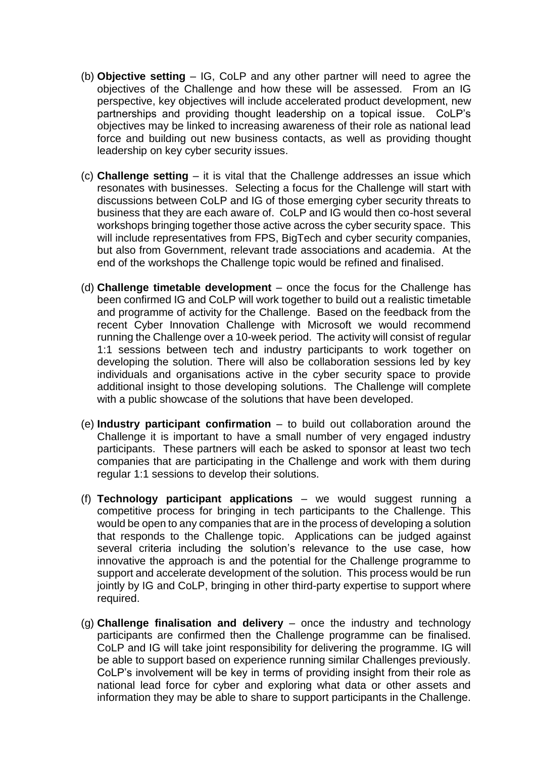(b) **Objective setting** – IG, CoLP and any other partner will need to agree the objectives of the Challenge and how these will be assessed. From an IG perspective, key objectives will include accelerated product development, new partnerships and providing thought leadership on a topical issue. CoLP's objectives may be linked to increasing awareness of their role as national lead force and building out new business contacts, as well as providing thought leadership on key cyber security issues.

(c) **Challenge setting** – it is vital that the Challenge addresses an issue which resonates with businesses. Selecting a focus for the Challenge will start with discussions between CoLP and IG of those emerging cyber security threats to business that they are each aware of. CoLP and IG would then co-host several workshops bringing together those active across the cyber security space. This will include representatives from FPS, BigTech and cyber security companies, but also from Government, relevant trade associations and academia. At the end of the workshops the Challenge topic would be refined and finalised.

(d) **Challenge timetable development** – once the focus for the Challenge has been confirmed IG and CoLP will work together to build out a realistic timetable and programme of activity for the Challenge. Based on the feedback from the recent Cyber Innovation Challenge with Microsoft we would recommend running the Challenge over a 10-week period. The activity will consist of regular 1:1 sessions between tech and industry participants to work together on developing the solution. There will also be collaboration sessions led by key individuals and organisations active in the cyber security space to provide additional insight to those developing solutions. The Challenge will complete with a public showcase of the solutions that have been developed.

(e) **Industry participant confirmation** – to build out collaboration around the Challenge it is important to have a small number of very engaged industry participants. These partners will each be asked to sponsor at least two tech companies that are participating in the Challenge and work with them during regular 1:1 sessions to develop their solutions.

(f) **Technology participant applications** – we would suggest running a competitive process for bringing in tech participants to the Challenge. This would be open to any companies that are in the process of developing a solution that responds to the Challenge topic. Applications can be judged against several criteria including the solution's relevance to the use case, how innovative the approach is and the potential for the Challenge programme to support and accelerate development of the solution. This process would be run jointly by IG and CoLP, bringing in other third-party expertise to support where required.

(g) **Challenge finalisation and delivery** – once the industry and technology participants are confirmed then the Challenge programme can be finalised. CoLP and IG will take joint responsibility for delivering the programme. IG will be able to support based on experience running similar Challenges previously. CoLP's involvement will be key in terms of providing insight from their role as national lead force for cyber and exploring what data or other assets and information they may be able to share to support participants in the Challenge.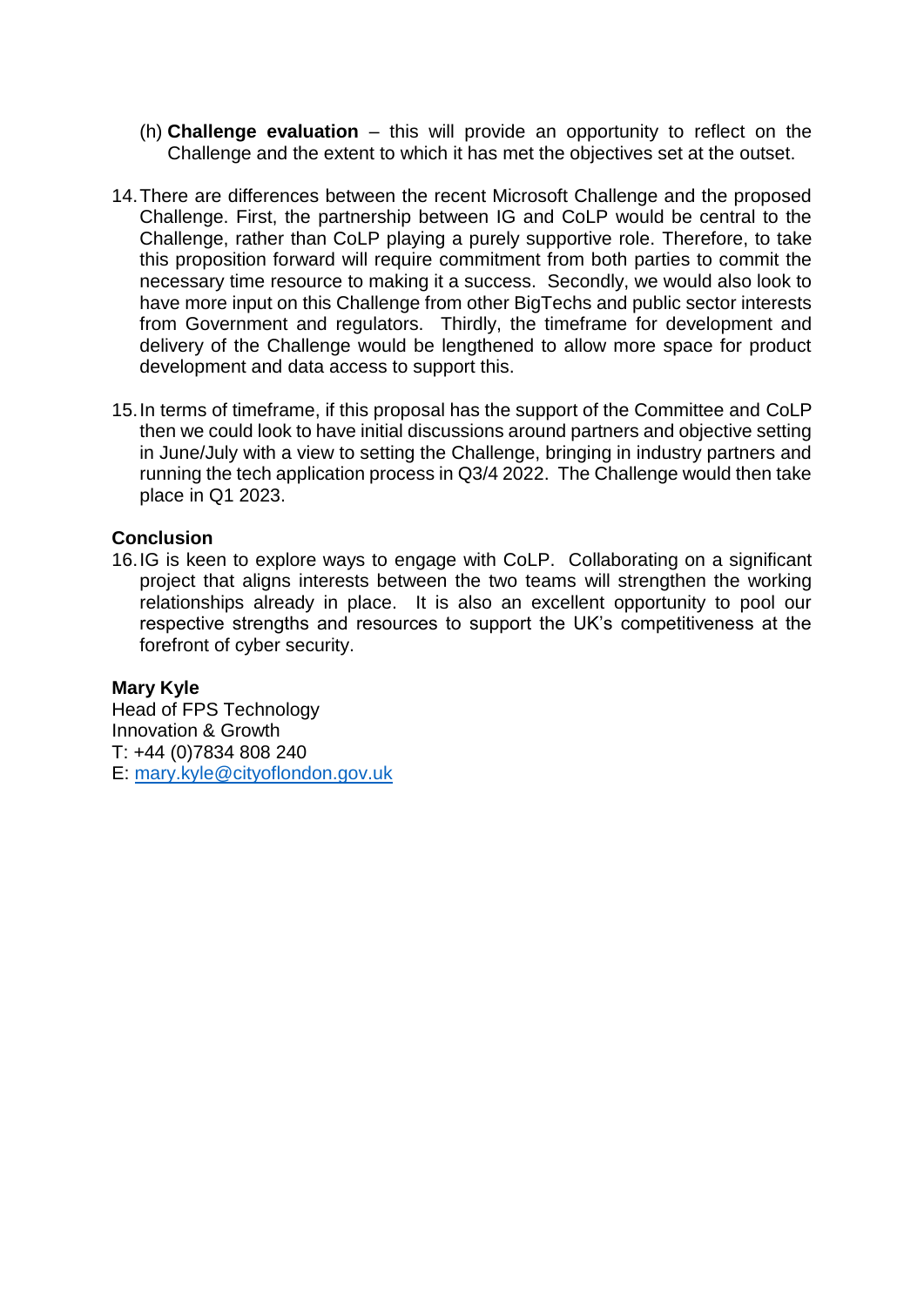(h) **Challenge evaluation** – this will provide an opportunity to reflect on the Challenge and the extent to which it has met the objectives set at the outset.

14. There are differences between the recent Microsoft Challenge and the proposed Challenge. First, the partnership between IG and CoLP would be central to the Challenge, rather than CoLP playing a purely supportive role. Therefore, to take this proposition forward will require commitment from both parties to commit the necessary time resource to making it a success. Secondly, we would also look to have more input on this Challenge from other BigTechs and public sector interests from Government and regulators. Thirdly, the timeframe for development and delivery of the Challenge would be lengthened to allow more space for product development and data access to support this.

15. In terms of timeframe, if this proposal has the support of the Committee and CoLP then we could look to have initial discussions around partners and objective setting in June/July with a view to setting the Challenge, bringing in industry partners and running the tech application process in Q3/4 2022. The Challenge would then take place in Q1 2023.

**Conclusion**

16. IG is keen to explore ways to engage with CoLP. Collaborating on a significant project that aligns interests between the two teams will strengthen the working relationships already in place. It is also an excellent opportunity to pool our respective strengths and resources to support the UK's competitiveness at the forefront of cyber security.

**Mary Kyle**
Head of FPS Technology
Innovation & Growth
T: +44 (0)7834 808 240
E: mary.kyle@cityoflondon.gov.uk